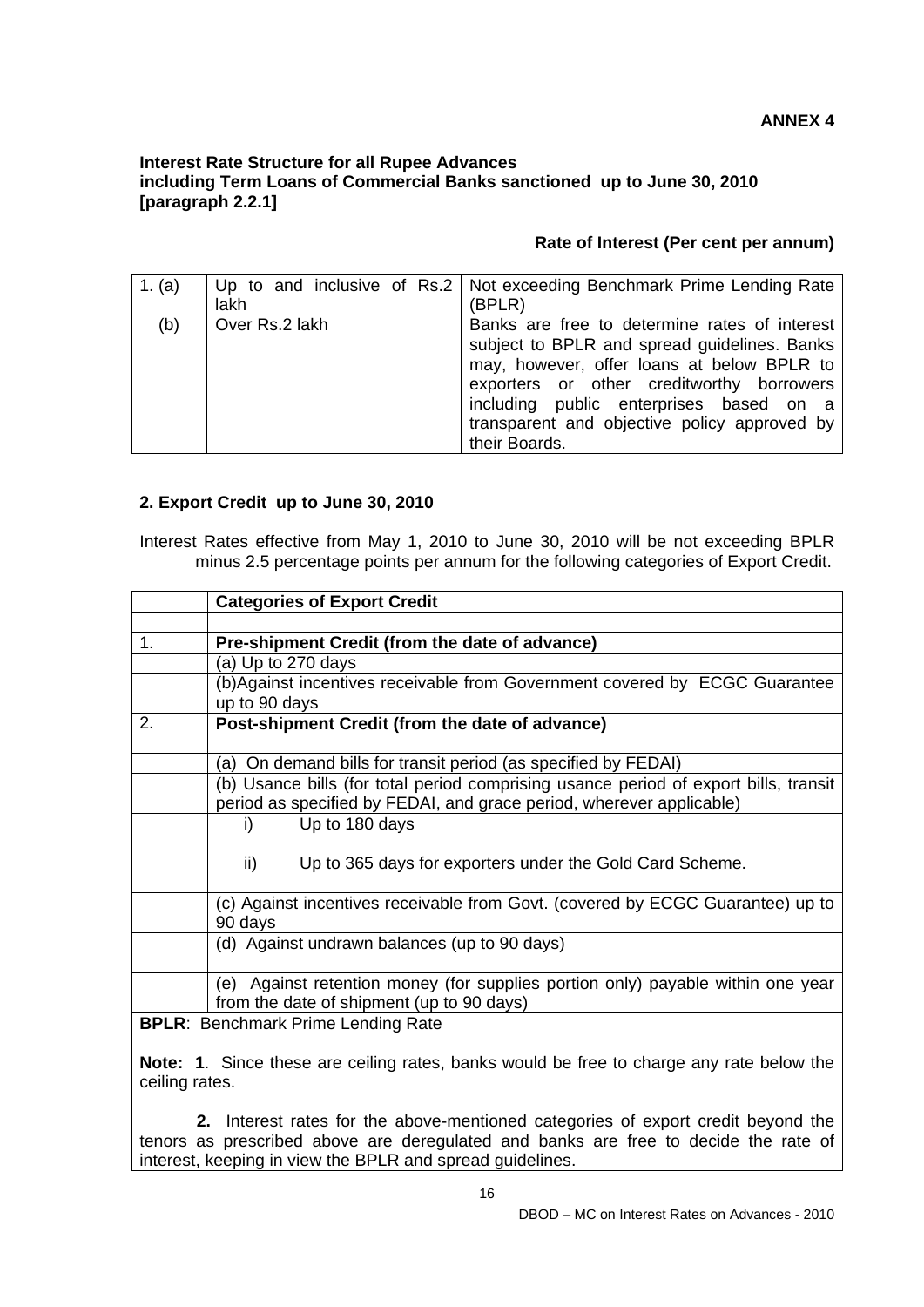**ANNEX 4**

**Interest Rate Structure for all Rupee Advances including Term Loans of Commercial Banks sanctioned up to June 30, 2010 [paragraph 2.2.1]**

**Rate of Interest (Per cent per annum)**

| | | |
|---|---|---|
| 1. (a) | Up to and inclusive of Rs.2 lakh | Not exceeding Benchmark Prime Lending Rate (BPLR) |
| (b) | Over Rs.2 lakh | Banks are free to determine rates of interest subject to BPLR and spread guidelines. Banks may, however, offer loans at below BPLR to exporters or other creditworthy borrowers including public enterprises based on a transparent and objective policy approved by their Boards. |

**2. Export Credit up to June 30, 2010**

Interest Rates effective from May 1, 2010 to June 30, 2010 will be not exceeding BPLR minus 2.5 percentage points per annum for the following categories of Export Credit.

| | **Categories of Export Credit** |
|---|---|
| | |
| 1. | **Pre-shipment Credit (from the date of advance)** |
| | (a) Up to 270 days |
| | (b)Against incentives receivable from Government covered by ECGC Guarantee up to 90 days |
| 2. | **Post-shipment Credit (from the date of advance)** |
| | (a) On demand bills for transit period (as specified by FEDAI) |
| | (b) Usance bills (for total period comprising usance period of export bills, transit period as specified by FEDAI, and grace period, wherever applicable) |
| | i) Up to 180 days<br>ii) Up to 365 days for exporters under the Gold Card Scheme. |
| | (c) Against incentives receivable from Govt. (covered by ECGC Guarantee) up to 90 days |
| | (d) Against undrawn balances (up to 90 days) |
| | (e) Against retention money (for supplies portion only) payable within one year from the date of shipment (up to 90 days) |

**BPLR**: Benchmark Prime Lending Rate

**Note: 1**. Since these are ceiling rates, banks would be free to charge any rate below the ceiling rates.

**2.** Interest rates for the above-mentioned categories of export credit beyond the tenors as prescribed above are deregulated and banks are free to decide the rate of interest, keeping in view the BPLR and spread guidelines.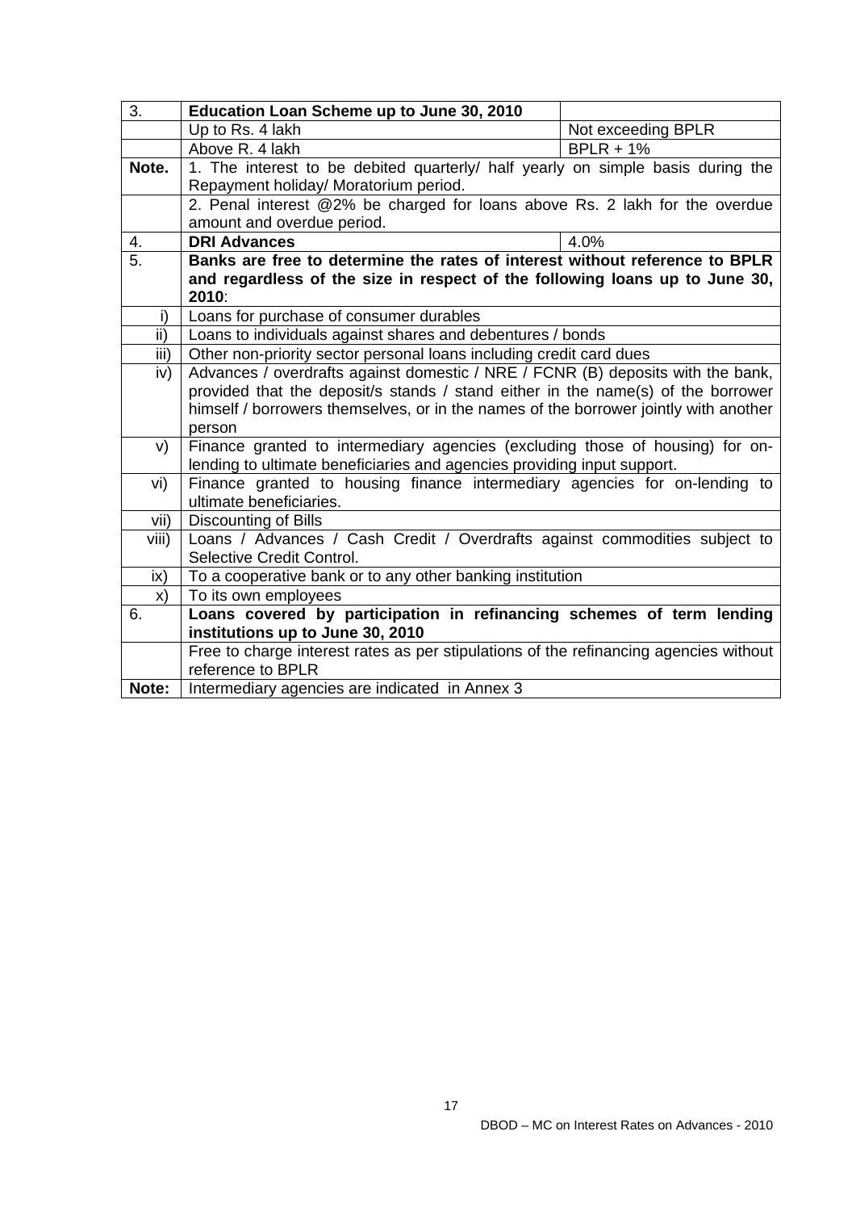| | | |
|---|---|---|
| 3. | **Education Loan Scheme up to June 30, 2010** | |
| | Up to Rs. 4 lakh | Not exceeding BPLR |
| | Above R. 4 lakh | BPLR + 1% |
| **Note.** | 1. The interest to be debited quarterly/ half yearly on simple basis during the Repayment holiday/ Moratorium period. | |
| | 2. Penal interest @2% be charged for loans above Rs. 2 lakh for the overdue amount and overdue period. | |
| 4. | **DRI Advances** | 4.0% |
| 5. | **Banks are free to determine the rates of interest without reference to BPLR and regardless of the size in respect of the following loans up to June 30, 2010**: | |
| i) | Loans for purchase of consumer durables | |
| ii) | Loans to individuals against shares and debentures / bonds | |
| iii) | Other non-priority sector personal loans including credit card dues | |
| iv) | Advances / overdrafts against domestic / NRE / FCNR (B) deposits with the bank, provided that the deposit/s stands / stand either in the name(s) of the borrower himself / borrowers themselves, or in the names of the borrower jointly with another person | |
| v) | Finance granted to intermediary agencies (excluding those of housing) for on-lending to ultimate beneficiaries and agencies providing input support. | |
| vi) | Finance granted to housing finance intermediary agencies for on-lending to ultimate beneficiaries. | |
| vii) | Discounting of Bills | |
| viii) | Loans / Advances / Cash Credit / Overdrafts against commodities subject to Selective Credit Control. | |
| ix) | To a cooperative bank or to any other banking institution | |
| x) | To its own employees | |
| 6. | **Loans covered by participation in refinancing schemes of term lending institutions up to June 30, 2010** | |
| | Free to charge interest rates as per stipulations of the refinancing agencies without reference to BPLR | |
| **Note:** | Intermediary agencies are indicated in Annex 3 | |